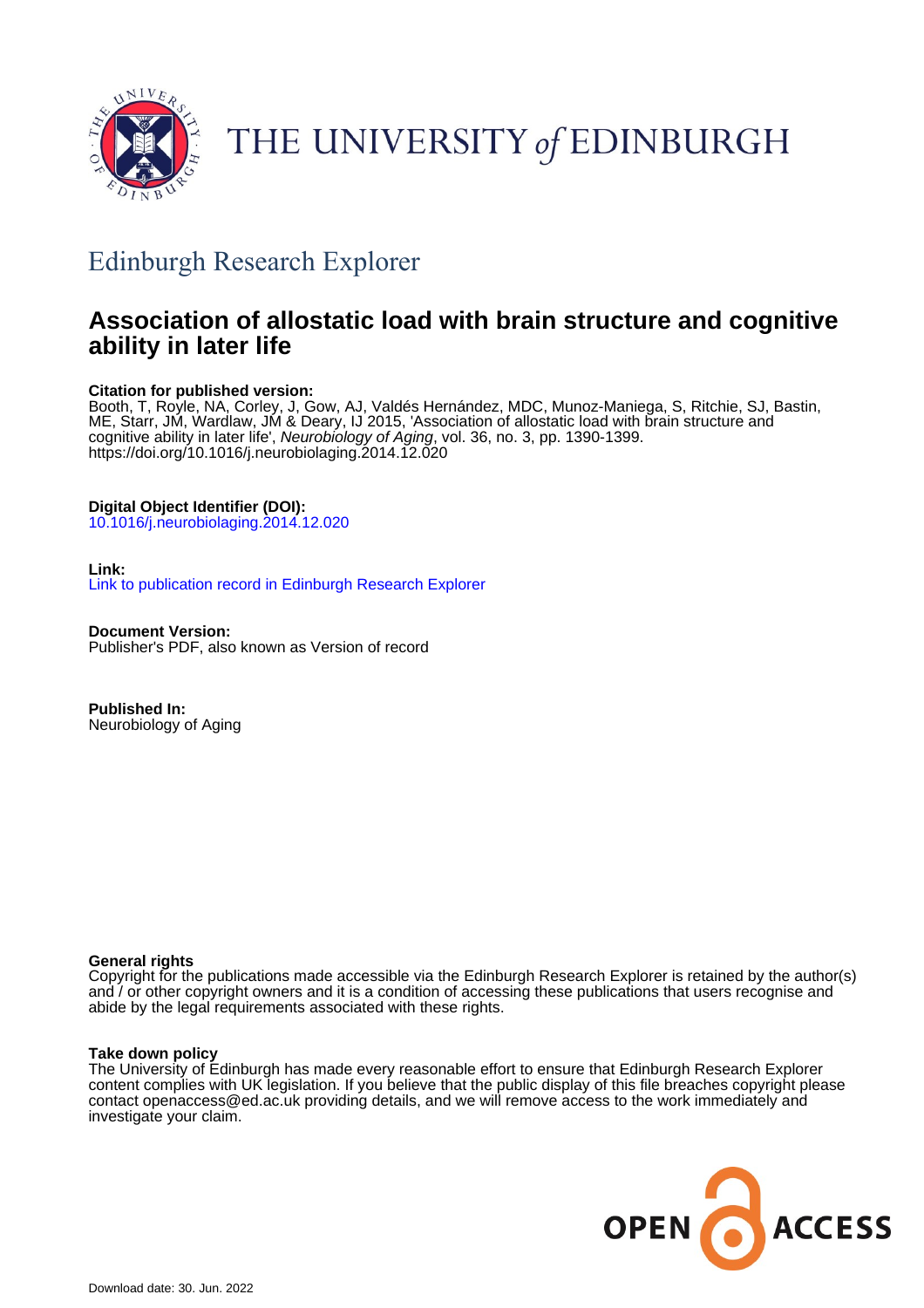THE UNIVERSITY *of* EDINBURGH

## Edinburgh Research Explorer

# Association of allostatic load with brain structure and cognitive ability in later life

**Citation for published version:**
Booth, T, Royle, NA, Corley, J, Gow, AJ, Valdés Hernández, MDC, Munoz-Maniega, S, Ritchie, SJ, Bastin, ME, Starr, JM, Wardlaw, JM & Deary, IJ 2015, 'Association of allostatic load with brain structure and cognitive ability in later life', *Neurobiology of Aging*, vol. 36, no. 3, pp. 1390-1399. https://doi.org/10.1016/j.neurobiolaging.2014.12.020

**Digital Object Identifier (DOI):**
10.1016/j.neurobiolaging.2014.12.020

**Link:**
Link to publication record in Edinburgh Research Explorer

**Document Version:**
Publisher's PDF, also known as Version of record

**Published In:**
Neurobiology of Aging

**General rights**
Copyright for the publications made accessible via the Edinburgh Research Explorer is retained by the author(s) and / or other copyright owners and it is a condition of accessing these publications that users recognise and abide by the legal requirements associated with these rights.

**Take down policy**
The University of Edinburgh has made every reasonable effort to ensure that Edinburgh Research Explorer content complies with UK legislation. If you believe that the public display of this file breaches copyright please contact openaccess@ed.ac.uk providing details, and we will remove access to the work immediately and investigate your claim.

OPEN ACCESS

Download date: 30. Jun. 2022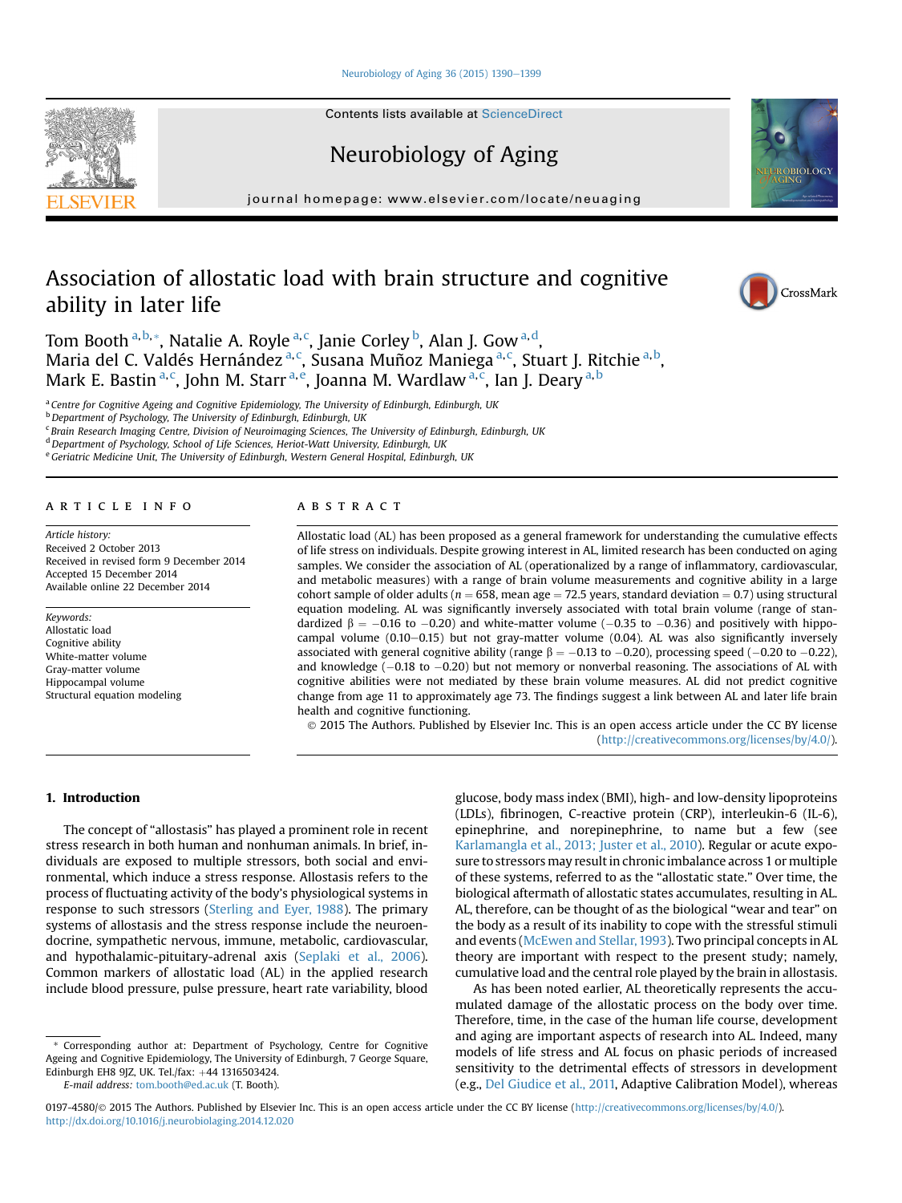# Association of allostatic load with brain structure and cognitive ability in later life

Tom Booth [a,b,*], Natalie A. Royle [a,c], Janie Corley [b], Alan J. Gow [a,d], Maria del C. Valdés Hernández [a,c], Susana Muñoz Maniega [a,c], Stuart J. Ritchie [a,b], Mark E. Bastin [a,c], John M. Starr [a,e], Joanna M. Wardlaw [a,c], Ian J. Deary [a,b]

[a] Centre for Cognitive Ageing and Cognitive Epidemiology, The University of Edinburgh, Edinburgh, UK
[b] Department of Psychology, The University of Edinburgh, Edinburgh, UK
[c] Brain Research Imaging Centre, Division of Neuroimaging Sciences, The University of Edinburgh, Edinburgh, UK
[d] Department of Psychology, School of Life Sciences, Heriot-Watt University, Edinburgh, UK
[e] Geriatric Medicine Unit, The University of Edinburgh, Western General Hospital, Edinburgh, UK

## ARTICLE INFO

*Article history:*
Received 2 October 2013
Received in revised form 9 December 2014
Accepted 15 December 2014
Available online 22 December 2014

*Keywords:*
Allostatic load
Cognitive ability
White-matter volume
Gray-matter volume
Hippocampal volume
Structural equation modeling

## ABSTRACT

Allostatic load (AL) has been proposed as a general framework for understanding the cumulative effects of life stress on individuals. Despite growing interest in AL, limited research has been conducted on aging samples. We consider the association of AL (operationalized by a range of inflammatory, cardiovascular, and metabolic measures) with a range of brain volume measurements and cognitive ability in a large cohort sample of older adults ($n = 658$, mean age = 72.5 years, standard deviation = 0.7) using structural equation modeling. AL was significantly inversely associated with total brain volume (range of standardized $\beta = -0.16$ to $-0.20$) and white-matter volume ($-0.35$ to $-0.36$) and positively with hippocampal volume (0.10–0.15) but not gray-matter volume (0.04). AL was also significantly inversely associated with general cognitive ability (range $\beta = -0.13$ to $-0.20$), processing speed ($-0.20$ to $-0.22$), and knowledge ($-0.18$ to $-0.20$) but not memory or nonverbal reasoning. The associations of AL with cognitive abilities were not mediated by these brain volume measures. AL did not predict cognitive change from age 11 to approximately age 73. The findings suggest a link between AL and later life brain health and cognitive functioning.

© 2015 The Authors. Published by Elsevier Inc. This is an open access article under the CC BY license (http://creativecommons.org/licenses/by/4.0/).

## 1. Introduction

The concept of "allostasis" has played a prominent role in recent stress research in both human and nonhuman animals. In brief, individuals are exposed to multiple stressors, both social and environmental, which induce a stress response. Allostasis refers to the process of fluctuating activity of the body's physiological systems in response to such stressors (Sterling and Eyer, 1988). The primary systems of allostasis and the stress response include the neuroendocrine, sympathetic nervous, immune, metabolic, cardiovascular, and hypothalamic-pituitary-adrenal axis (Seplaki et al., 2006). Common markers of allostatic load (AL) in the applied research include blood pressure, pulse pressure, heart rate variability, blood glucose, body mass index (BMI), high- and low-density lipoproteins (LDLs), fibrinogen, C-reactive protein (CRP), interleukin-6 (IL-6), epinephrine, and norepinephrine, to name but a few (see Karlamangla et al., 2013; Juster et al., 2010). Regular or acute exposure to stressors may result in chronic imbalance across 1 or multiple of these systems, referred to as the "allostatic state." Over time, the biological aftermath of allostatic states accumulates, resulting in AL. AL, therefore, can be thought of as the biological "wear and tear" on the body as a result of its inability to cope with the stressful stimuli and events (McEwen and Stellar, 1993). Two principal concepts in AL theory are important with respect to the present study; namely, cumulative load and the central role played by the brain in allostasis.

As has been noted earlier, AL theoretically represents the accumulated damage of the allostatic process on the body over time. Therefore, time, in the case of the human life course, development and aging are important aspects of research into AL. Indeed, many models of life stress and AL focus on phasic periods of increased sensitivity to the detrimental effects of stressors in development (e.g., Del Giudice et al., 2011, Adaptive Calibration Model), whereas

\* Corresponding author at: Department of Psychology, Centre for Cognitive Ageing and Cognitive Epidemiology, The University of Edinburgh, 7 George Square, Edinburgh EH8 9JZ, UK. Tel./fax: +44 1316503424.
*E-mail address:* tom.booth@ed.ac.uk (T. Booth).

0197-4580/© 2015 The Authors. Published by Elsevier Inc. This is an open access article under the CC BY license (http://creativecommons.org/licenses/by/4.0/).
http://dx.doi.org/10.1016/j.neurobiolaging.2014.12.020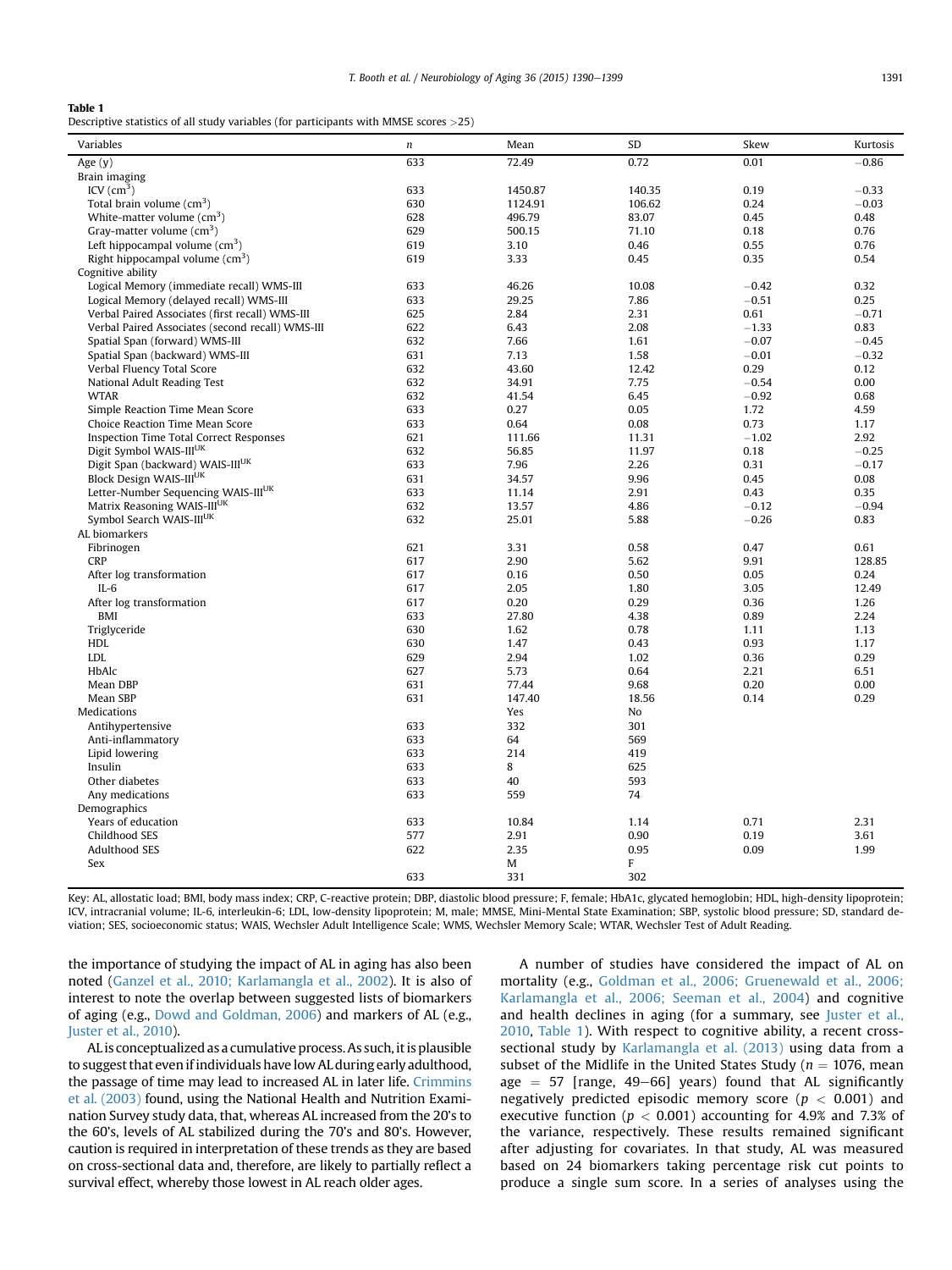**Table 1**
Descriptive statistics of all study variables (for participants with MMSE scores >25)

| Variables | n | Mean | SD | Skew | Kurtosis |
|---|---|---|---|---|---|
| Age (y) | 633 | 72.49 | 0.72 | 0.01 | −0.86 |
| Brain imaging | | | | | |
| ICV (cm$^3$) | 633 | 1450.87 | 140.35 | 0.19 | −0.33 |
| Total brain volume (cm$^3$) | 630 | 1124.91 | 106.62 | 0.24 | −0.03 |
| White-matter volume (cm$^3$) | 628 | 496.79 | 83.07 | 0.45 | 0.48 |
| Gray-matter volume (cm$^3$) | 629 | 500.15 | 71.10 | 0.18 | 0.76 |
| Left hippocampal volume (cm$^3$) | 619 | 3.10 | 0.46 | 0.55 | 0.76 |
| Right hippocampal volume (cm$^3$) | 619 | 3.33 | 0.45 | 0.35 | 0.54 |
| Cognitive ability | | | | | |
| Logical Memory (immediate recall) WMS-III | 633 | 46.26 | 10.08 | −0.42 | 0.32 |
| Logical Memory (delayed recall) WMS-III | 633 | 29.25 | 7.86 | −0.51 | 0.25 |
| Verbal Paired Associates (first recall) WMS-III | 625 | 2.84 | 2.31 | 0.61 | −0.71 |
| Verbal Paired Associates (second recall) WMS-III | 622 | 6.43 | 2.08 | −1.33 | 0.83 |
| Spatial Span (forward) WMS-III | 632 | 7.66 | 1.61 | −0.07 | −0.45 |
| Spatial Span (backward) WMS-III | 631 | 7.13 | 1.58 | −0.01 | −0.32 |
| Verbal Fluency Total Score | 632 | 43.60 | 12.42 | 0.29 | 0.12 |
| National Adult Reading Test | 632 | 34.91 | 7.75 | −0.54 | 0.00 |
| WTAR | 632 | 41.54 | 6.45 | −0.92 | 0.68 |
| Simple Reaction Time Mean Score | 633 | 0.27 | 0.05 | 1.72 | 4.59 |
| Choice Reaction Time Mean Score | 633 | 0.64 | 0.08 | 0.73 | 1.17 |
| Inspection Time Total Correct Responses | 621 | 111.66 | 11.31 | −1.02 | 2.92 |
| Digit Symbol WAIS-III$^{UK}$ | 632 | 56.85 | 11.97 | 0.18 | −0.25 |
| Digit Span (backward) WAIS-III$^{UK}$ | 633 | 7.96 | 2.26 | 0.31 | −0.17 |
| Block Design WAIS-III$^{UK}$ | 631 | 34.57 | 9.96 | 0.45 | 0.08 |
| Letter-Number Sequencing WAIS-III$^{UK}$ | 633 | 11.14 | 2.91 | 0.43 | 0.35 |
| Matrix Reasoning WAIS-III$^{UK}$ | 632 | 13.57 | 4.86 | −0.12 | −0.94 |
| Symbol Search WAIS-III$^{UK}$ | 632 | 25.01 | 5.88 | −0.26 | 0.83 |
| AL biomarkers | | | | | |
| Fibrinogen | 621 | 3.31 | 0.58 | 0.47 | 0.61 |
| CRP | 617 | 2.90 | 5.62 | 9.91 | 128.85 |
| After log transformation | 617 | 0.16 | 0.50 | 0.05 | 0.24 |
| IL-6 | 617 | 2.05 | 1.80 | 3.05 | 12.49 |
| After log transformation | 617 | 0.20 | 0.29 | 0.36 | 1.26 |
| BMI | 633 | 27.80 | 4.38 | 0.89 | 2.24 |
| Triglyceride | 630 | 1.62 | 0.78 | 1.11 | 1.13 |
| HDL | 630 | 1.47 | 0.43 | 0.93 | 1.17 |
| LDL | 629 | 2.94 | 1.02 | 0.36 | 0.29 |
| HbAlc | 627 | 5.73 | 0.64 | 2.21 | 6.51 |
| Mean DBP | 631 | 77.44 | 9.68 | 0.20 | 0.00 |
| Mean SBP | 631 | 147.40 | 18.56 | 0.14 | 0.29 |
| Medications | | Yes | No | | |
| Antihypertensive | 633 | 332 | 301 | | |
| Anti-inflammatory | 633 | 64 | 569 | | |
| Lipid lowering | 633 | 214 | 419 | | |
| Insulin | 633 | 8 | 625 | | |
| Other diabetes | 633 | 40 | 593 | | |
| Any medications | 633 | 559 | 74 | | |
| Demographics | | | | | |
| Years of education | 633 | 10.84 | 1.14 | 0.71 | 2.31 |
| Childhood SES | 577 | 2.91 | 0.90 | 0.19 | 3.61 |
| Adulthood SES | 622 | 2.35 | 0.95 | 0.09 | 1.99 |
| Sex | | M | F | | |
| | 633 | 331 | 302 | | |

Key: AL, allostatic load; BMI, body mass index; CRP, C-reactive protein; DBP, diastolic blood pressure; F, female; HbA1c, glycated hemoglobin; HDL, high-density lipoprotein; ICV, intracranial volume; IL-6, interleukin-6; LDL, low-density lipoprotein; M, male; MMSE, Mini-Mental State Examination; SBP, systolic blood pressure; SD, standard deviation; SES, socioeconomic status; WAIS, Wechsler Adult Intelligence Scale; WMS, Wechsler Memory Scale; WTAR, Wechsler Test of Adult Reading.

the importance of studying the impact of AL in aging has also been noted (Ganzel et al., 2010; Karlamangla et al., 2002). It is also of interest to note the overlap between suggested lists of biomarkers of aging (e.g., Dowd and Goldman, 2006) and markers of AL (e.g., Juster et al., 2010).

AL is conceptualized as a cumulative process. As such, it is plausible to suggest that even if individuals have low AL during early adulthood, the passage of time may lead to increased AL in later life. Crimmins et al. (2003) found, using the National Health and Nutrition Examination Survey study data, that, whereas AL increased from the 20's to the 60's, levels of AL stabilized during the 70's and 80's. However, caution is required in interpretation of these trends as they are based on cross-sectional data and, therefore, are likely to partially reflect a survival effect, whereby those lowest in AL reach older ages.

A number of studies have considered the impact of AL on mortality (e.g., Goldman et al., 2006; Gruenewald et al., 2006; Karlamangla et al., 2006; Seeman et al., 2004) and cognitive and health declines in aging (for a summary, see Juster et al., 2010, Table 1). With respect to cognitive ability, a recent cross-sectional study by Karlamangla et al. (2013) using data from a subset of the Midlife in the United States Study ($n = 1076$, mean age = 57 [range, 49−66] years) found that AL significantly negatively predicted episodic memory score ($p < 0.001$) and executive function ($p < 0.001$) accounting for 4.9% and 7.3% of the variance, respectively. These results remained significant after adjusting for covariates. In that study, AL was measured based on 24 biomarkers taking percentage risk cut points to produce a single sum score. In a series of analyses using the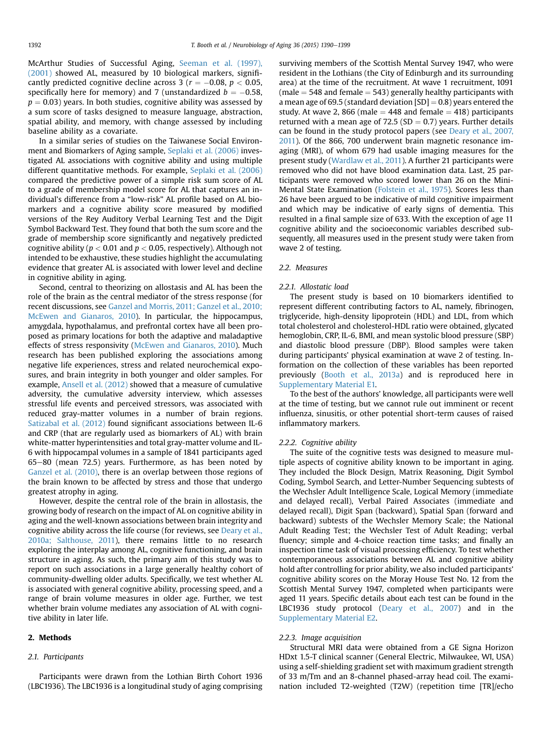McArthur Studies of Successful Aging, Seeman et al. (1997), (2001) showed AL, measured by 10 biological markers, significantly predicted cognitive decline across 3 ($r = -0.08$, $p < 0.05$, specifically here for memory) and 7 (unstandardized $b = -0.58$, $p = 0.03$) years. In both studies, cognitive ability was assessed by a sum score of tasks designed to measure language, abstraction, spatial ability, and memory, with change assessed by including baseline ability as a covariate.

In a similar series of studies on the Taiwanese Social Environment and Biomarkers of Aging sample, Seplaki et al. (2006) investigated AL associations with cognitive ability and using multiple different quantitative methods. For example, Seplaki et al. (2006) compared the predictive power of a simple risk sum score of AL to a grade of membership model score for AL that captures an individual's difference from a "low-risk" AL profile based on AL biomarkers and a cognitive ability score measured by modified versions of the Rey Auditory Verbal Learning Test and the Digit Symbol Backward Test. They found that both the sum score and the grade of membership score significantly and negatively predicted cognitive ability ($p < 0.01$ and $p < 0.05$, respectively). Although not intended to be exhaustive, these studies highlight the accumulating evidence that greater AL is associated with lower level and decline in cognitive ability in aging.

Second, central to theorizing on allostasis and AL has been the role of the brain as the central mediator of the stress response (for recent discussions, see Ganzel and Morris, 2011; Ganzel et al., 2010; McEwen and Gianaros, 2010). In particular, the hippocampus, amygdala, hypothalamus, and prefrontal cortex have all been proposed as primary locations for both the adaptive and maladaptive effects of stress responsivity (McEwen and Gianaros, 2010). Much research has been published exploring the associations among negative life experiences, stress and related neurochemical exposures, and brain integrity in both younger and older samples. For example, Ansell et al. (2012) showed that a measure of cumulative adversity, the cumulative adversity interview, which assesses stressful life events and perceived stressors, was associated with reduced gray-matter volumes in a number of brain regions. Satizabal et al. (2012) found significant associations between IL-6 and CRP (that are regularly used as biomarkers of AL) with brain white-matter hyperintensities and total gray-matter volume and IL-6 with hippocampal volumes in a sample of 1841 participants aged 65–80 (mean 72.5) years. Furthermore, as has been noted by Ganzel et al. (2010), there is an overlap between those regions of the brain known to be affected by stress and those that undergo greatest atrophy in aging.

However, despite the central role of the brain in allostasis, the growing body of research on the impact of AL on cognitive ability in aging and the well-known associations between brain integrity and cognitive ability across the life course (for reviews, see Deary et al., 2010a; Salthouse, 2011), there remains little to no research exploring the interplay among AL, cognitive functioning, and brain structure in aging. As such, the primary aim of this study was to report on such associations in a large generally healthy cohort of community-dwelling older adults. Specifically, we test whether AL is associated with general cognitive ability, processing speed, and a range of brain volume measures in older age. Further, we test whether brain volume mediates any association of AL with cognitive ability in later life.

## 2. Methods

### 2.1. Participants

Participants were drawn from the Lothian Birth Cohort 1936 (LBC1936). The LBC1936 is a longitudinal study of aging comprising surviving members of the Scottish Mental Survey 1947, who were resident in the Lothians (the City of Edinburgh and its surrounding area) at the time of the recruitment. At wave 1 recruitment, 1091 (male = 548 and female = 543) generally healthy participants with a mean age of 69.5 (standard deviation [SD] = 0.8) years entered the study. At wave 2, 866 (male = 448 and female = 418) participants returned with a mean age of 72.5 (SD = 0.7) years. Further details can be found in the study protocol papers (see Deary et al., 2007, 2011). Of the 866, 700 underwent brain magnetic resonance imaging (MRI), of whom 679 had usable imaging measures for the present study (Wardlaw et al., 2011). A further 21 participants were removed who did not have blood examination data. Last, 25 participants were removed who scored lower than 26 on the Mini-Mental State Examination (Folstein et al., 1975). Scores less than 26 have been argued to be indicative of mild cognitive impairment and which may be indicative of early signs of dementia. This resulted in a final sample size of 633. With the exception of age 11 cognitive ability and the socioeconomic variables described subsequently, all measures used in the present study were taken from wave 2 of testing.

### 2.2. Measures

#### 2.2.1. Allostatic load

The present study is based on 10 biomarkers identified to represent different contributing factors to AL, namely, fibrinogen, triglyceride, high-density lipoprotein (HDL) and LDL, from which total cholesterol and cholesterol-HDL ratio were obtained, glycated hemoglobin, CRP, IL-6, BMI, and mean systolic blood pressure (SBP) and diastolic blood pressure (DBP). Blood samples were taken during participants' physical examination at wave 2 of testing. Information on the collection of these variables has been reported previously (Booth et al., 2013a) and is reproduced here in Supplementary Material E1.

To the best of the authors' knowledge, all participants were well at the time of testing, but we cannot rule out imminent or recent influenza, sinusitis, or other potential short-term causes of raised inflammatory markers.

#### 2.2.2. Cognitive ability

The suite of the cognitive tests was designed to measure multiple aspects of cognitive ability known to be important in aging. They included the Block Design, Matrix Reasoning, Digit Symbol Coding, Symbol Search, and Letter-Number Sequencing subtests of the Wechsler Adult Intelligence Scale, Logical Memory (immediate and delayed recall), Verbal Paired Associates (immediate and delayed recall), Digit Span (backward), Spatial Span (forward and backward) subtests of the Wechsler Memory Scale; the National Adult Reading Test; the Wechsler Test of Adult Reading; verbal fluency; simple and 4-choice reaction time tasks; and finally an inspection time task of visual processing efficiency. To test whether contemporaneous associations between AL and cognitive ability hold after controlling for prior ability, we also included participants' cognitive ability scores on the Moray House Test No. 12 from the Scottish Mental Survey 1947, completed when participants were aged 11 years. Specific details about each test can be found in the LBC1936 study protocol (Deary et al., 2007) and in the Supplementary Material E2.

#### 2.2.3. Image acquisition

Structural MRI data were obtained from a GE Signa Horizon HDxt 1.5-T clinical scanner (General Electric, Milwaukee, WI, USA) using a self-shielding gradient set with maximum gradient strength of 33 m/Tm and an 8-channel phased-array head coil. The examination included T2-weighted (T2W) (repetition time [TR]/echo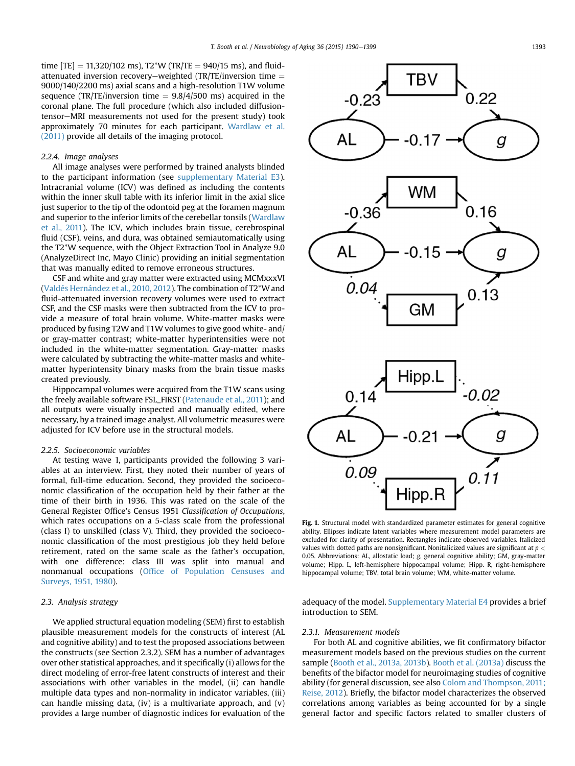time [TE] = 11,320/102 ms), T2*W (TR/TE = 940/15 ms), and fluid-attenuated inversion recovery–weighted (TR/TE/inversion time = 9000/140/2200 ms) axial scans and a high-resolution T1W volume sequence (TR/TE/inversion time = 9.8/4/500 ms) acquired in the coronal plane. The full procedure (which also included diffusion-tensor–MRI measurements not used for the present study) took approximately 70 minutes for each participant. Wardlaw et al. (2011) provide all details of the imaging protocol.

### 2.2.4. Image analyses

All image analyses were performed by trained analysts blinded to the participant information (see supplementary Material E3). Intracranial volume (ICV) was defined as including the contents within the inner skull table with its inferior limit in the axial slice just superior to the tip of the odontoid peg at the foramen magnum and superior to the inferior limits of the cerebellar tonsils (Wardlaw et al., 2011). The ICV, which includes brain tissue, cerebrospinal fluid (CSF), veins, and dura, was obtained semiautomatically using the T2*W sequence, with the Object Extraction Tool in Analyze 9.0 (AnalyzeDirect Inc, Mayo Clinic) providing an initial segmentation that was manually edited to remove erroneous structures.

CSF and white and gray matter were extracted using MCMxxxVI (Valdés Hernández et al., 2010, 2012). The combination of T2*W and fluid-attenuated inversion recovery volumes were used to extract CSF, and the CSF masks were then subtracted from the ICV to provide a measure of total brain volume. White-matter masks were produced by fusing T2W and T1W volumes to give good white- and/or gray-matter contrast; white-matter hyperintensities were not included in the white-matter segmentation. Gray-matter masks were calculated by subtracting the white-matter masks and white-matter hyperintensity binary masks from the brain tissue masks created previously.

Hippocampal volumes were acquired from the T1W scans using the freely available software FSL_FIRST (Patenaude et al., 2011); and all outputs were visually inspected and manually edited, where necessary, by a trained image analyst. All volumetric measures were adjusted for ICV before use in the structural models.

### 2.2.5. Socioeconomic variables

At testing wave 1, participants provided the following 3 variables at an interview. First, they noted their number of years of formal, full-time education. Second, they provided the socioeconomic classification of the occupation held by their father at the time of their birth in 1936. This was rated on the scale of the General Register Office's Census 1951 *Classification of Occupations*, which rates occupations on a 5-class scale from the professional (class I) to unskilled (class V). Third, they provided the socioeconomic classification of the most prestigious job they held before retirement, rated on the same scale as the father's occupation, with one difference: class III was split into manual and nonmanual occupations (Office of Population Censuses and Surveys, 1951, 1980).

**Fig. 1.** Structural model with standardized parameter estimates for general cognitive ability. Ellipses indicate latent variables where measurement model parameters are excluded for clarity of presentation. Rectangles indicate observed variables. Italicized values with dotted paths are nonsignificant. Nonitalicized values are significant at $p < 0.05$. Abbreviations: AL, allostatic load; g, general cognitive ability; GM, gray-matter volume; Hipp. L, left-hemisphere hippocampal volume; Hipp. R, right-hemisphere hippocampal volume; TBV, total brain volume; WM, white-matter volume.

## 2.3. Analysis strategy

We applied structural equation modeling (SEM) first to establish plausible measurement models for the constructs of interest (AL and cognitive ability) and to test the proposed associations between the constructs (see Section 2.3.2). SEM has a number of advantages over other statistical approaches, and it specifically (i) allows for the direct modeling of error-free latent constructs of interest and their associations with other variables in the model, (ii) can handle multiple data types and non-normality in indicator variables, (iii) can handle missing data, (iv) is a multivariate approach, and (v) provides a large number of diagnostic indices for evaluation of the adequacy of the model. Supplementary Material E4 provides a brief introduction to SEM.

### 2.3.1. Measurement models

For both AL and cognitive abilities, we fit confirmatory bifactor measurement models based on the previous studies on the current sample (Booth et al., 2013a, 2013b). Booth et al. (2013a) discuss the benefits of the bifactor model for neuroimaging studies of cognitive ability (for general discussion, see also Colom and Thompson, 2011; Reise, 2012). Briefly, the bifactor model characterizes the observed correlations among variables as being accounted for by a single general factor and specific factors related to smaller clusters of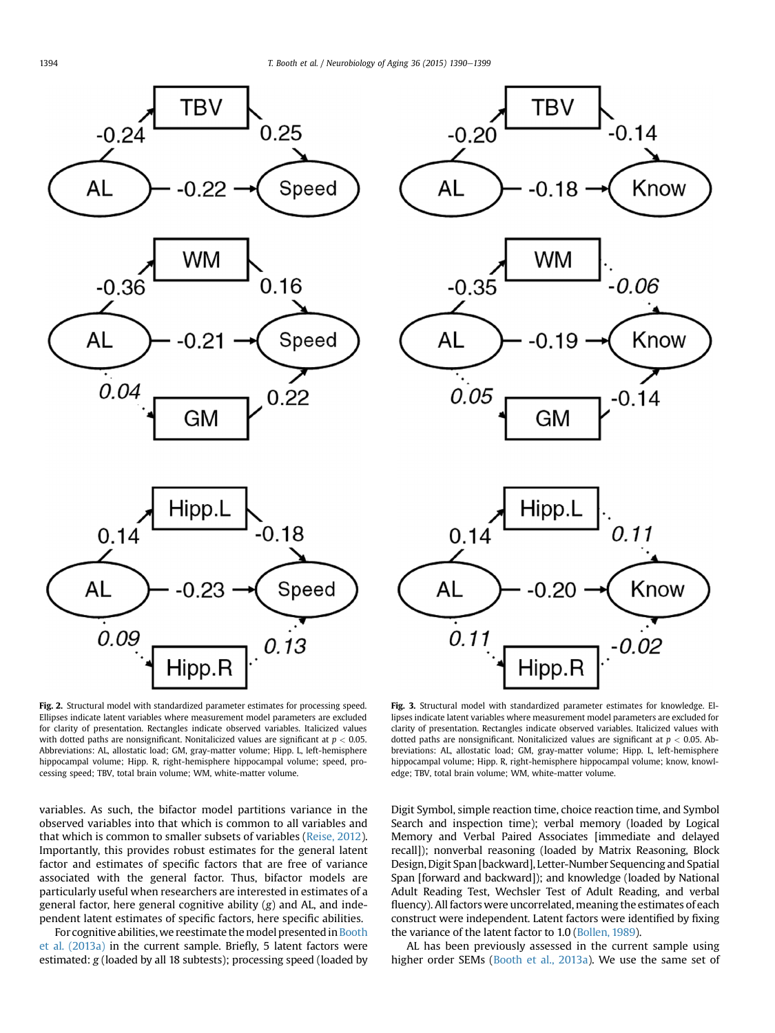Fig. 2. Structural model with standardized parameter estimates for processing speed. Ellipses indicate latent variables where measurement model parameters are excluded for clarity of presentation. Rectangles indicate observed variables. Italicized values with dotted paths are nonsignificant. Nonitalicized values are significant at $p < 0.05$. Abbreviations: AL, allostatic load; GM, gray-matter volume; Hipp. L, left-hemisphere hippocampal volume; Hipp. R, right-hemisphere hippocampal volume; speed, processing speed; TBV, total brain volume; WM, white-matter volume.

Fig. 3. Structural model with standardized parameter estimates for knowledge. Ellipses indicate latent variables where measurement model parameters are excluded for clarity of presentation. Rectangles indicate observed variables. Italicized values with dotted paths are nonsignificant. Nonitalicized values are significant at $p < 0.05$. Abbreviations: AL, allostatic load; GM, gray-matter volume; Hipp. L, left-hemisphere hippocampal volume; Hipp. R, right-hemisphere hippocampal volume; know, knowledge; TBV, total brain volume; WM, white-matter volume.

variables. As such, the bifactor model partitions variance in the observed variables into that which is common to all variables and that which is common to smaller subsets of variables (Reise, 2012). Importantly, this provides robust estimates for the general latent factor and estimates of specific factors that are free of variance associated with the general factor. Thus, bifactor models are particularly useful when researchers are interested in estimates of a general factor, here general cognitive ability (*g*) and AL, and independent latent estimates of specific factors, here specific abilities.

For cognitive abilities, we reestimate the model presented in Booth et al. (2013a) in the current sample. Briefly, 5 latent factors were estimated: *g* (loaded by all 18 subtests); processing speed (loaded by Digit Symbol, simple reaction time, choice reaction time, and Symbol Search and inspection time); verbal memory (loaded by Logical Memory and Verbal Paired Associates [immediate and delayed recall]); nonverbal reasoning (loaded by Matrix Reasoning, Block Design, Digit Span [backward], Letter-Number Sequencing and Spatial Span [forward and backward]); and knowledge (loaded by National Adult Reading Test, Wechsler Test of Adult Reading, and verbal fluency). All factors were uncorrelated, meaning the estimates of each construct were independent. Latent factors were identified by fixing the variance of the latent factor to 1.0 (Bollen, 1989).

AL has been previously assessed in the current sample using higher order SEMs (Booth et al., 2013a). We use the same set of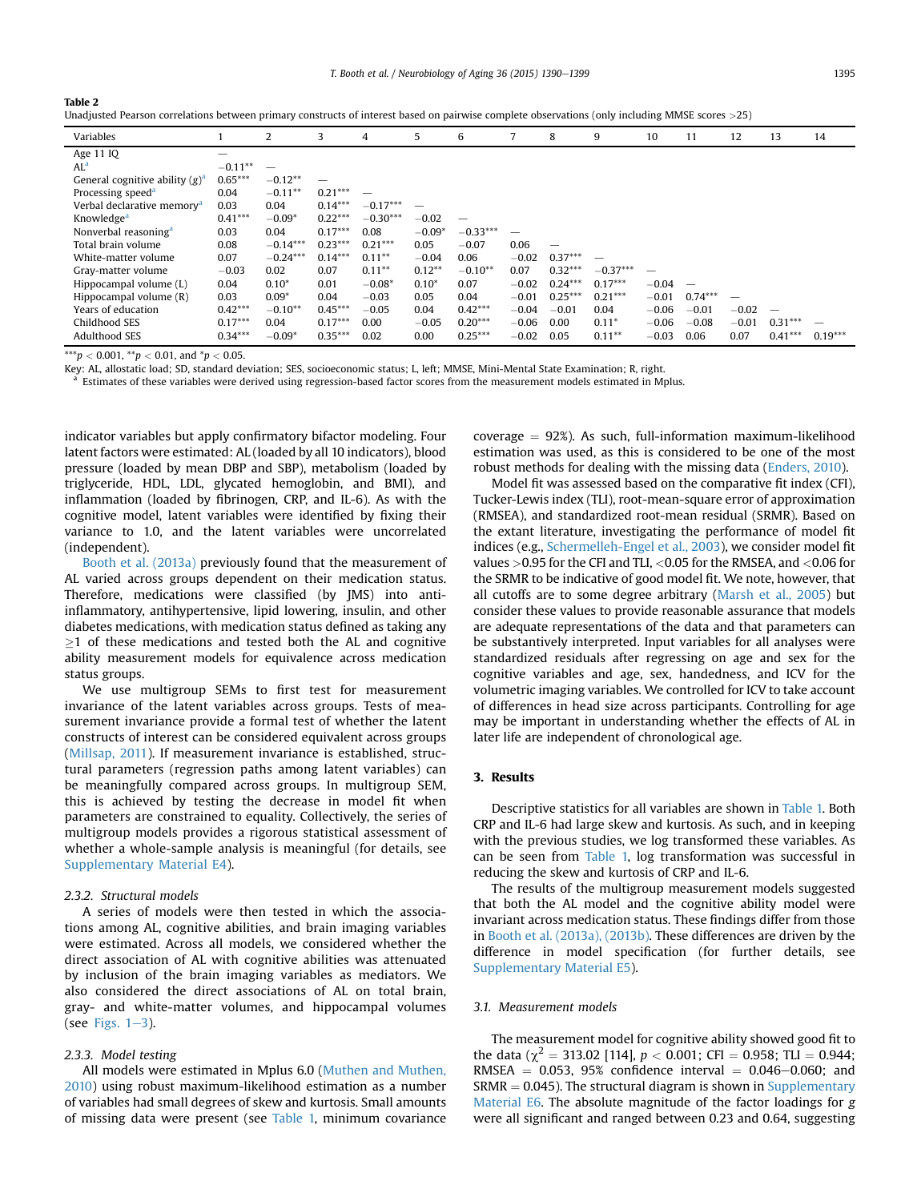**Table 2**
Unadjusted Pearson correlations between primary constructs of interest based on pairwise complete observations (only including MMSE scores >25)

| Variables | 1 | 2 | 3 | 4 | 5 | 6 | 7 | 8 | 9 | 10 | 11 | 12 | 13 | 14 |
|---|---|---|---|---|---|---|---|---|---|---|---|---|---|---|
| Age 11 IQ | — | | | | | | | | | | | | | |
| AL[a] | −0.11** | — | | | | | | | | | | | | |
| General cognitive ability (*g*)[a] | 0.65*** | −0.12** | — | | | | | | | | | | | |
| Processing speed[a] | 0.04 | −0.11** | 0.21*** | — | | | | | | | | | | |
| Verbal declarative memory[a] | 0.03 | 0.04 | 0.14*** | −0.17*** | — | | | | | | | | | |
| Knowledge[a] | 0.41*** | −0.09* | 0.22*** | −0.30*** | −0.02 | — | | | | | | | | |
| Nonverbal reasoning[a] | 0.03 | 0.04 | 0.17*** | 0.08 | −0.09* | −0.33*** | — | | | | | | | |
| Total brain volume | 0.08 | −0.14*** | 0.23*** | 0.21*** | 0.05 | −0.07 | 0.06 | — | | | | | | |
| White-matter volume | 0.07 | −0.24*** | 0.14*** | 0.11** | −0.04 | 0.06 | −0.02 | 0.37*** | — | | | | | |
| Gray-matter volume | −0.03 | 0.02 | 0.07 | 0.11** | 0.12** | −0.10** | 0.07 | 0.32*** | −0.37*** | — | | | | |
| Hippocampal volume (L) | 0.04 | 0.10* | 0.01 | −0.08* | 0.10* | 0.07 | −0.02 | 0.24*** | 0.17*** | −0.04 | — | | | |
| Hippocampal volume (R) | 0.03 | 0.09* | 0.04 | −0.03 | 0.05 | 0.04 | −0.01 | 0.25*** | 0.21*** | −0.01 | 0.74*** | — | | |
| Years of education | 0.42*** | −0.10** | 0.45*** | −0.05 | 0.04 | 0.42*** | −0.04 | −0.01 | 0.04 | −0.06 | −0.01 | −0.02 | — | |
| Childhood SES | 0.17*** | 0.04 | 0.17*** | 0.00 | −0.05 | 0.20*** | −0.06 | 0.00 | 0.11* | −0.06 | −0.08 | −0.01 | 0.31*** | — |
| Adulthood SES | 0.34*** | −0.09* | 0.35*** | 0.02 | 0.00 | 0.25*** | −0.02 | 0.05 | 0.11** | −0.03 | 0.06 | 0.07 | 0.41*** | 0.19*** |

***$p < 0.001$, **$p < 0.01$, and *$p < 0.05$.

Key: AL, allostatic load; SD, standard deviation; SES, socioeconomic status; L, left; MMSE, Mini-Mental State Examination; R, right.

[a] Estimates of these variables were derived using regression-based factor scores from the measurement models estimated in Mplus.

indicator variables but apply confirmatory bifactor modeling. Four latent factors were estimated: AL (loaded by all 10 indicators), blood pressure (loaded by mean DBP and SBP), metabolism (loaded by triglyceride, HDL, LDL, glycated hemoglobin, and BMI), and inflammation (loaded by fibrinogen, CRP, and IL-6). As with the cognitive model, latent variables were identified by fixing their variance to 1.0, and the latent variables were uncorrelated (independent).

Booth et al. (2013a) previously found that the measurement of AL varied across groups dependent on their medication status. Therefore, medications were classified (by JMS) into anti-inflammatory, antihypertensive, lipid lowering, insulin, and other diabetes medications, with medication status defined as taking any ≥1 of these medications and tested both the AL and cognitive ability measurement models for equivalence across medication status groups.

We use multigroup SEMs to first test for measurement invariance of the latent variables across groups. Tests of measurement invariance provide a formal test of whether the latent constructs of interest can be considered equivalent across groups (Millsap, 2011). If measurement invariance is established, structural parameters (regression paths among latent variables) can be meaningfully compared across groups. In multigroup SEM, this is achieved by testing the decrease in model fit when parameters are constrained to equality. Collectively, the series of multigroup models provides a rigorous statistical assessment of whether a whole-sample analysis is meaningful (for details, see Supplementary Material E4).

### 2.3.2. Structural models

A series of models were then tested in which the associations among AL, cognitive abilities, and brain imaging variables were estimated. Across all models, we considered whether the direct association of AL with cognitive abilities was attenuated by inclusion of the brain imaging variables as mediators. We also considered the direct associations of AL on total brain, gray- and white-matter volumes, and hippocampal volumes (see Figs. 1–3).

### 2.3.3. Model testing

All models were estimated in Mplus 6.0 (Muthen and Muthen, 2010) using robust maximum-likelihood estimation as a number of variables had small degrees of skew and kurtosis. Small amounts of missing data were present (see Table 1, minimum covariance coverage = 92%). As such, full-information maximum-likelihood estimation was used, as this is considered to be one of the most robust methods for dealing with the missing data (Enders, 2010).

Model fit was assessed based on the comparative fit index (CFI), Tucker-Lewis index (TLI), root-mean-square error of approximation (RMSEA), and standardized root-mean residual (SRMR). Based on the extant literature, investigating the performance of model fit indices (e.g., Schermelleh-Engel et al., 2003), we consider model fit values >0.95 for the CFI and TLI, <0.05 for the RMSEA, and <0.06 for the SRMR to be indicative of good model fit. We note, however, that all cutoffs are to some degree arbitrary (Marsh et al., 2005) but consider these values to provide reasonable assurance that models are adequate representations of the data and that parameters can be substantively interpreted. Input variables for all analyses were standardized residuals after regressing on age and sex for the cognitive variables and age, sex, handedness, and ICV for the volumetric imaging variables. We controlled for ICV to take account of differences in head size across participants. Controlling for age may be important in understanding whether the effects of AL in later life are independent of chronological age.

## 3. Results

Descriptive statistics for all variables are shown in Table 1. Both CRP and IL-6 had large skew and kurtosis. As such, and in keeping with the previous studies, we log transformed these variables. As can be seen from Table 1, log transformation was successful in reducing the skew and kurtosis of CRP and IL-6.

The results of the multigroup measurement models suggested that both the AL model and the cognitive ability model were invariant across medication status. These findings differ from those in Booth et al. (2013a), (2013b). These differences are driven by the difference in model specification (for further details, see Supplementary Material E5).

### 3.1. Measurement models

The measurement model for cognitive ability showed good fit to the data ($\chi^2 = 313.02$ [114], $p < 0.001$; CFI = 0.958; TLI = 0.944; RMSEA = 0.053, 95% confidence interval = 0.046–0.060; and SRMR = 0.045). The structural diagram is shown in Supplementary Material E6. The absolute magnitude of the factor loadings for *g* were all significant and ranged between 0.23 and 0.64, suggesting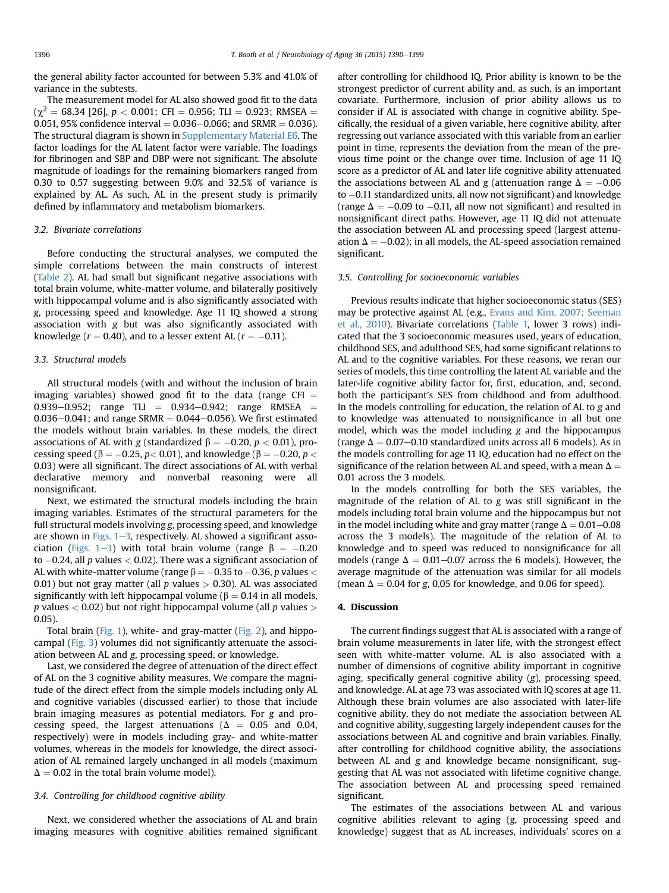the general ability factor accounted for between 5.3% and 41.0% of variance in the subtests.

The measurement model for AL also showed good fit to the data ($\chi^2 = 68.34$ [26], $p < 0.001$; CFI = 0.956; TLI = 0.923; RMSEA = 0.051, 95% confidence interval = 0.036–0.066; and SRMR = 0.036). The structural diagram is shown in Supplementary Material E6. The factor loadings for the AL latent factor were variable. The loadings for fibrinogen and SBP and DBP were not significant. The absolute magnitude of loadings for the remaining biomarkers ranged from 0.30 to 0.57 suggesting between 9.0% and 32.5% of variance is explained by AL. As such, AL in the present study is primarily defined by inflammatory and metabolism biomarkers.

### 3.2. Bivariate correlations

Before conducting the structural analyses, we computed the simple correlations between the main constructs of interest (Table 2). AL had small but significant negative associations with total brain volume, white-matter volume, and bilaterally positively with hippocampal volume and is also significantly associated with *g*, processing speed and knowledge. Age 11 IQ showed a strong association with *g* but was also significantly associated with knowledge ($r = 0.40$), and to a lesser extent AL ($r = -0.11$).

### 3.3. Structural models

All structural models (with and without the inclusion of brain imaging variables) showed good fit to the data (range CFI = 0.939–0.952; range TLI = 0.934–0.942; range RMSEA = 0.036–0.041; and range SRMR = 0.044–0.056). We first estimated the models without brain variables. In these models, the direct associations of AL with *g* (standardized $\beta = -0.20$, $p < 0.01$), processing speed ($\beta = -0.25$, $p < 0.01$), and knowledge ($\beta = -0.20$, $p < 0.03$) were all significant. The direct associations of AL with verbal declarative memory and nonverbal reasoning were all nonsignificant.

Next, we estimated the structural models including the brain imaging variables. Estimates of the structural parameters for the full structural models involving *g*, processing speed, and knowledge are shown in Figs. 1–3, respectively. AL showed a significant association (Figs. 1–3) with total brain volume (range $\beta = -0.20$ to $-0.24$, all $p$ values $< 0.02$). There was a significant association of AL with white-matter volume (range $\beta = -0.35$ to $-0.36$, $p$ values $< 0.01$) but not gray matter (all $p$ values $> 0.30$). AL was associated significantly with left hippocampal volume ($\beta = 0.14$ in all models, $p$ values $< 0.02$) but not right hippocampal volume (all $p$ values $> 0.05$).

Total brain (Fig. 1), white- and gray-matter (Fig. 2), and hippocampal (Fig. 3) volumes did not significantly attenuate the association between AL and *g*, processing speed, or knowledge.

Last, we considered the degree of attenuation of the direct effect of AL on the 3 cognitive ability measures. We compare the magnitude of the direct effect from the simple models including only AL and cognitive variables (discussed earlier) to those that include brain imaging measures as potential mediators. For *g* and processing speed, the largest attenuations ($\Delta = 0.05$ and 0.04, respectively) were in models including gray- and white-matter volumes, whereas in the models for knowledge, the direct association of AL remained largely unchanged in all models (maximum $\Delta = 0.02$ in the total brain volume model).

### 3.4. Controlling for childhood cognitive ability

Next, we considered whether the associations of AL and brain imaging measures with cognitive abilities remained significant after controlling for childhood IQ. Prior ability is known to be the strongest predictor of current ability and, as such, is an important covariate. Furthermore, inclusion of prior ability allows us to consider if AL is associated with change in cognitive ability. Specifically, the residual of a given variable, here cognitive ability, after regressing out variance associated with this variable from an earlier point in time, represents the deviation from the mean of the previous time point or the change over time. Inclusion of age 11 IQ score as a predictor of AL and later life cognitive ability attenuated the associations between AL and *g* (attenuation range $\Delta = -0.06$ to $-0.11$ standardized units, all now not significant) and knowledge (range $\Delta = -0.09$ to $-0.11$, all now not significant) and resulted in nonsignificant direct paths. However, age 11 IQ did not attenuate the association between AL and processing speed (largest attenuation $\Delta = -0.02$); in all models, the AL-speed association remained significant.

### 3.5. Controlling for socioeconomic variables

Previous results indicate that higher socioeconomic status (SES) may be protective against AL (e.g., Evans and Kim, 2007; Seeman et al., 2010). Bivariate correlations (Table 1, lower 3 rows) indicated that the 3 socioeconomic measures used, years of education, childhood SES, and adulthood SES, had some significant relations to AL and to the cognitive variables. For these reasons, we reran our series of models, this time controlling the latent AL variable and the later-life cognitive ability factor for, first, education, and, second, both the participant's SES from childhood and from adulthood. In the models controlling for education, the relation of AL to *g* and to knowledge was attenuated to nonsignificance in all but one model, which was the model including *g* and the hippocampus (range $\Delta = 0.07$–$0.10$ standardized units across all 6 models). As in the models controlling for age 11 IQ, education had no effect on the significance of the relation between AL and speed, with a mean $\Delta = 0.01$ across the 3 models.

In the models controlling for both the SES variables, the magnitude of the relation of AL to *g* was still significant in the models including total brain volume and the hippocampus but not in the model including white and gray matter (range $\Delta = 0.01$–$0.08$ across the 3 models). The magnitude of the relation of AL to knowledge and to speed was reduced to nonsignificance for all models (range $\Delta = 0.01$–$0.07$ across the 6 models). However, the average magnitude of the attenuation was similar for all models (mean $\Delta = 0.04$ for *g*, 0.05 for knowledge, and 0.06 for speed).

## 4. Discussion

The current findings suggest that AL is associated with a range of brain volume measurements in later life, with the strongest effect seen with white-matter volume. AL is also associated with a number of dimensions of cognitive ability important in cognitive aging, specifically general cognitive ability (*g*), processing speed, and knowledge. AL at age 73 was associated with IQ scores at age 11. Although these brain volumes are also associated with later-life cognitive ability, they do not mediate the association between AL and cognitive ability, suggesting largely independent causes for the associations between AL and cognitive and brain variables. Finally, after controlling for childhood cognitive ability, the associations between AL and *g* and knowledge became nonsignificant, suggesting that AL was not associated with lifetime cognitive change. The association between AL and processing speed remained significant.

The estimates of the associations between AL and various cognitive abilities relevant to aging (*g*, processing speed and knowledge) suggest that as AL increases, individuals' scores on a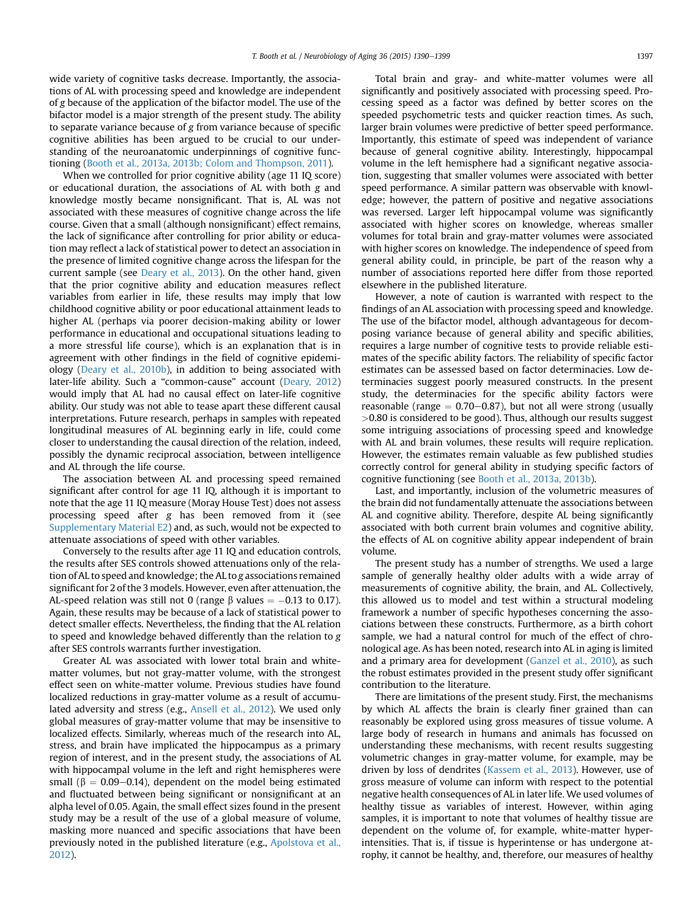wide variety of cognitive tasks decrease. Importantly, the associations of AL with processing speed and knowledge are independent of *g* because of the application of the bifactor model. The use of the bifactor model is a major strength of the present study. The ability to separate variance because of *g* from variance because of specific cognitive abilities has been argued to be crucial to our understanding of the neuroanatomic underpinnings of cognitive functioning (Booth et al., 2013a, 2013b; Colom and Thompson, 2011).

When we controlled for prior cognitive ability (age 11 IQ score) or educational duration, the associations of AL with both *g* and knowledge mostly became nonsignificant. That is, AL was not associated with these measures of cognitive change across the life course. Given that a small (although nonsignificant) effect remains, the lack of significance after controlling for prior ability or education may reflect a lack of statistical power to detect an association in the presence of limited cognitive change across the lifespan for the current sample (see Deary et al., 2013). On the other hand, given that the prior cognitive ability and education measures reflect variables from earlier in life, these results may imply that low childhood cognitive ability or poor educational attainment leads to higher AL (perhaps via poorer decision-making ability or lower performance in educational and occupational situations leading to a more stressful life course), which is an explanation that is in agreement with other findings in the field of cognitive epidemiology (Deary et al., 2010b), in addition to being associated with later-life ability. Such a "common-cause" account (Deary, 2012) would imply that AL had no causal effect on later-life cognitive ability. Our study was not able to tease apart these different causal interpretations. Future research, perhaps in samples with repeated longitudinal measures of AL beginning early in life, could come closer to understanding the causal direction of the relation, indeed, possibly the dynamic reciprocal association, between intelligence and AL through the life course.

The association between AL and processing speed remained significant after control for age 11 IQ, although it is important to note that the age 11 IQ measure (Moray House Test) does not assess processing speed after *g* has been removed from it (see Supplementary Material E2) and, as such, would not be expected to attenuate associations of speed with other variables.

Conversely to the results after age 11 IQ and education controls, the results after SES controls showed attenuations only of the relation of AL to speed and knowledge; the AL to *g* associations remained significant for 2 of the 3 models. However, even after attenuation, the AL-speed relation was still not 0 (range $\beta$ values $= -0.13$ to 0.17). Again, these results may be because of a lack of statistical power to detect smaller effects. Nevertheless, the finding that the AL relation to speed and knowledge behaved differently than the relation to *g* after SES controls warrants further investigation.

Greater AL was associated with lower total brain and white-matter volumes, but not gray-matter volume, with the strongest effect seen on white-matter volume. Previous studies have found localized reductions in gray-matter volume as a result of accumulated adversity and stress (e.g., Ansell et al., 2012). We used only global measures of gray-matter volume that may be insensitive to localized effects. Similarly, whereas much of the research into AL, stress, and brain have implicated the hippocampus as a primary region of interest, and in the present study, the associations of AL with hippocampal volume in the left and right hemispheres were small ($\beta = 0.09$–$0.14$), dependent on the model being estimated and fluctuated between being significant or nonsignificant at an alpha level of 0.05. Again, the small effect sizes found in the present study may be a result of the use of a global measure of volume, masking more nuanced and specific associations that have been previously noted in the published literature (e.g., Apolstova et al., 2012).

Total brain and gray- and white-matter volumes were all significantly and positively associated with processing speed. Processing speed as a factor was defined by better scores on the speeded psychometric tests and quicker reaction times. As such, larger brain volumes were predictive of better speed performance. Importantly, this estimate of speed was independent of variance because of general cognitive ability. Interestingly, hippocampal volume in the left hemisphere had a significant negative association, suggesting that smaller volumes were associated with better speed performance. A similar pattern was observable with knowledge; however, the pattern of positive and negative associations was reversed. Larger left hippocampal volume was significantly associated with higher scores on knowledge, whereas smaller volumes for total brain and gray-matter volumes were associated with higher scores on knowledge. The independence of speed from general ability could, in principle, be part of the reason why a number of associations reported here differ from those reported elsewhere in the published literature.

However, a note of caution is warranted with respect to the findings of an AL association with processing speed and knowledge. The use of the bifactor model, although advantageous for decomposing variance because of general ability and specific abilities, requires a large number of cognitive tests to provide reliable estimates of the specific ability factors. The reliability of specific factor estimates can be assessed based on factor determinacies. Low determinacies suggest poorly measured constructs. In the present study, the determinacies for the specific ability factors were reasonable (range $= 0.70$–$0.87$), but not all were strong (usually $>0.80$ is considered to be good). Thus, although our results suggest some intriguing associations of processing speed and knowledge with AL and brain volumes, these results will require replication. However, the estimates remain valuable as few published studies correctly control for general ability in studying specific factors of cognitive functioning (see Booth et al., 2013a, 2013b).

Last, and importantly, inclusion of the volumetric measures of the brain did not fundamentally attenuate the associations between AL and cognitive ability. Therefore, despite AL being significantly associated with both current brain volumes and cognitive ability, the effects of AL on cognitive ability appear independent of brain volume.

The present study has a number of strengths. We used a large sample of generally healthy older adults with a wide array of measurements of cognitive ability, the brain, and AL. Collectively, this allowed us to model and test within a structural modeling framework a number of specific hypotheses concerning the associations between these constructs. Furthermore, as a birth cohort sample, we had a natural control for much of the effect of chronological age. As has been noted, research into AL in aging is limited and a primary area for development (Ganzel et al., 2010), as such the robust estimates provided in the present study offer significant contribution to the literature.

There are limitations of the present study. First, the mechanisms by which AL affects the brain is clearly finer grained than can reasonably be explored using gross measures of tissue volume. A large body of research in humans and animals has focussed on understanding these mechanisms, with recent results suggesting volumetric changes in gray-matter volume, for example, may be driven by loss of dendrites (Kassem et al., 2013). However, use of gross measure of volume can inform with respect to the potential negative health consequences of AL in later life. We used volumes of healthy tissue as variables of interest. However, within aging samples, it is important to note that volumes of healthy tissue are dependent on the volume of, for example, white-matter hyperintensities. That is, if tissue is hyperintense or has undergone atrophy, it cannot be healthy, and, therefore, our measures of healthy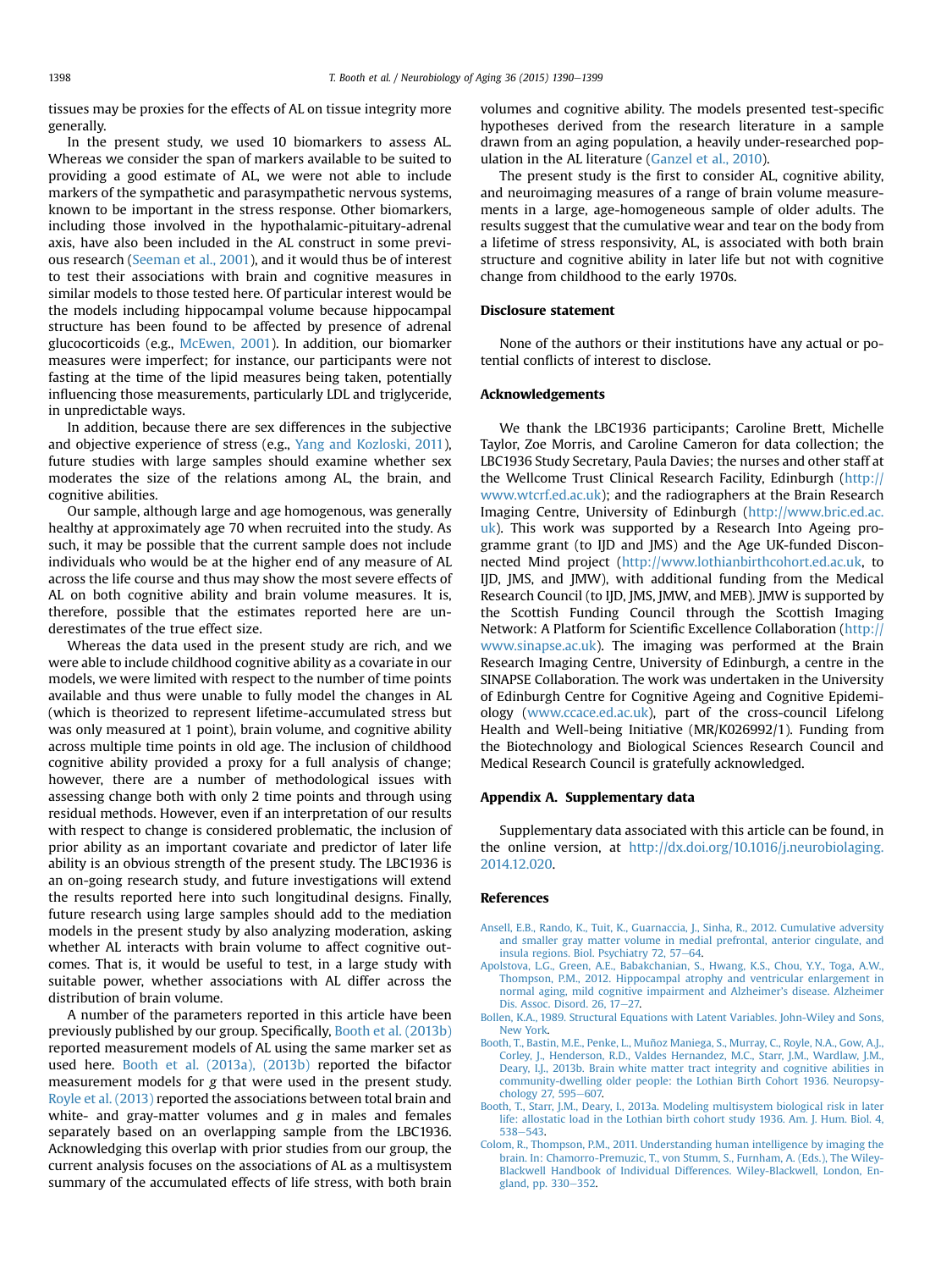tissues may be proxies for the effects of AL on tissue integrity more generally.

In the present study, we used 10 biomarkers to assess AL. Whereas we consider the span of markers available to be suited to providing a good estimate of AL, we were not able to include markers of the sympathetic and parasympathetic nervous systems, known to be important in the stress response. Other biomarkers, including those involved in the hypothalamic-pituitary-adrenal axis, have also been included in the AL construct in some previous research (Seeman et al., 2001), and it would thus be of interest to test their associations with brain and cognitive measures in similar models to those tested here. Of particular interest would be the models including hippocampal volume because hippocampal structure has been found to be affected by presence of adrenal glucocorticoids (e.g., McEwen, 2001). In addition, our biomarker measures were imperfect; for instance, our participants were not fasting at the time of the lipid measures being taken, potentially influencing those measurements, particularly LDL and triglyceride, in unpredictable ways.

In addition, because there are sex differences in the subjective and objective experience of stress (e.g., Yang and Kozloski, 2011), future studies with large samples should examine whether sex moderates the size of the relations among AL, the brain, and cognitive abilities.

Our sample, although large and age homogenous, was generally healthy at approximately age 70 when recruited into the study. As such, it may be possible that the current sample does not include individuals who would be at the higher end of any measure of AL across the life course and thus may show the most severe effects of AL on both cognitive ability and brain volume measures. It is, therefore, possible that the estimates reported here are underestimates of the true effect size.

Whereas the data used in the present study are rich, and we were able to include childhood cognitive ability as a covariate in our models, we were limited with respect to the number of time points available and thus were unable to fully model the changes in AL (which is theorized to represent lifetime-accumulated stress but was only measured at 1 point), brain volume, and cognitive ability across multiple time points in old age. The inclusion of childhood cognitive ability provided a proxy for a full analysis of change; however, there are a number of methodological issues with assessing change both with only 2 time points and through using residual methods. However, even if an interpretation of our results with respect to change is considered problematic, the inclusion of prior ability as an important covariate and predictor of later life ability is an obvious strength of the present study. The LBC1936 is an on-going research study, and future investigations will extend the results reported here into such longitudinal designs. Finally, future research using large samples should add to the mediation models in the present study by also analyzing moderation, asking whether AL interacts with brain volume to affect cognitive outcomes. That is, it would be useful to test, in a large study with suitable power, whether associations with AL differ across the distribution of brain volume.

A number of the parameters reported in this article have been previously published by our group. Specifically, Booth et al. (2013b) reported measurement models of AL using the same marker set as used here. Booth et al. (2013a), (2013b) reported the bifactor measurement models for *g* that were used in the present study. Royle et al. (2013) reported the associations between total brain and white- and gray-matter volumes and *g* in males and females separately based on an overlapping sample from the LBC1936. Acknowledging this overlap with prior studies from our group, the current analysis focuses on the associations of AL as a multisystem summary of the accumulated effects of life stress, with both brain volumes and cognitive ability. The models presented test-specific hypotheses derived from the research literature in a sample drawn from an aging population, a heavily under-researched population in the AL literature (Ganzel et al., 2010).

The present study is the first to consider AL, cognitive ability, and neuroimaging measures of a range of brain volume measurements in a large, age-homogeneous sample of older adults. The results suggest that the cumulative wear and tear on the body from a lifetime of stress responsivity, AL, is associated with both brain structure and cognitive ability in later life but not with cognitive change from childhood to the early 1970s.

## Disclosure statement

None of the authors or their institutions have any actual or potential conflicts of interest to disclose.

## Acknowledgements

We thank the LBC1936 participants; Caroline Brett, Michelle Taylor, Zoe Morris, and Caroline Cameron for data collection; the LBC1936 Study Secretary, Paula Davies; the nurses and other staff at the Wellcome Trust Clinical Research Facility, Edinburgh (http://www.wtcrf.ed.ac.uk); and the radiographers at the Brain Research Imaging Centre, University of Edinburgh (http://www.bric.ed.ac.uk). This work was supported by a Research Into Ageing programme grant (to IJD and JMS) and the Age UK-funded Disconnected Mind project (http://www.lothianbirthcohort.ed.ac.uk, to IJD, JMS, and JMW), with additional funding from the Medical Research Council (to IJD, JMS, JMW, and MEB). JMW is supported by the Scottish Funding Council through the Scottish Imaging Network: A Platform for Scientific Excellence Collaboration (http://www.sinapse.ac.uk). The imaging was performed at the Brain Research Imaging Centre, University of Edinburgh, a centre in the SINAPSE Collaboration. The work was undertaken in the University of Edinburgh Centre for Cognitive Ageing and Cognitive Epidemiology (www.ccace.ed.ac.uk), part of the cross-council Lifelong Health and Well-being Initiative (MR/K026992/1). Funding from the Biotechnology and Biological Sciences Research Council and Medical Research Council is gratefully acknowledged.

## Appendix A. Supplementary data

Supplementary data associated with this article can be found, in the online version, at http://dx.doi.org/10.1016/j.neurobiolaging.2014.12.020.

## References

Ansell, E.B., Rando, K., Tuit, K., Guarnaccia, J., Sinha, R., 2012. Cumulative adversity and smaller gray matter volume in medial prefrontal, anterior cingulate, and insula regions. Biol. Psychiatry 72, 57–64.

Apolstova, L.G., Green, A.E., Babakchanian, S., Hwang, K.S., Chou, Y.Y., Toga, A.W., Thompson, P.M., 2012. Hippocampal atrophy and ventricular enlargement in normal aging, mild cognitive impairment and Alzheimer's disease. Alzheimer Dis. Assoc. Disord. 26, 17–27.

Bollen, K.A., 1989. Structural Equations with Latent Variables. John-Wiley and Sons, New York.

Booth, T., Bastin, M.E., Penke, L., Muñoz Maniega, S., Murray, C., Royle, N.A., Gow, A.J., Corley, J., Henderson, R.D., Valdes Hernandez, M.C., Starr, J.M., Wardlaw, J.M., Deary, I.J., 2013b. Brain white matter tract integrity and cognitive abilities in community-dwelling older people: the Lothian Birth Cohort 1936. Neuropsychology 27, 595–607.

Booth, T., Starr, J.M., Deary, I., 2013a. Modeling multisystem biological risk in later life: allostatic load in the Lothian birth cohort study 1936. Am. J. Hum. Biol. 4, 538–543.

Colom, R., Thompson, P.M., 2011. Understanding human intelligence by imaging the brain. In: Chamorro-Premuzic, T., von Stumm, S., Furnham, A. (Eds.), The Wiley-Blackwell Handbook of Individual Differences. Wiley-Blackwell, London, England, pp. 330–352.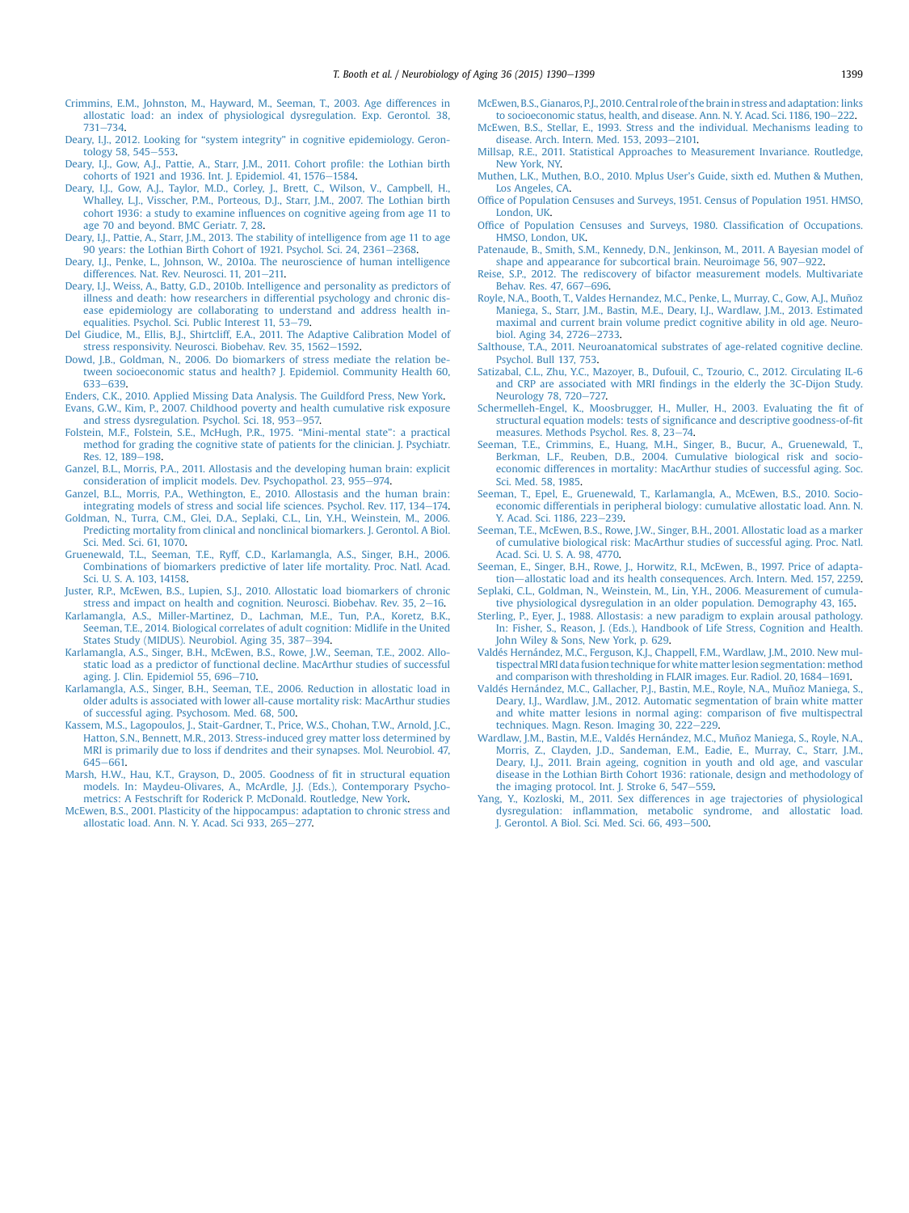Crimmins, E.M., Johnston, M., Hayward, M., Seeman, T., 2003. Age differences in allostatic load: an index of physiological dysregulation. Exp. Gerontol. 38, 731–734.

Deary, I.J., 2012. Looking for "system integrity" in cognitive epidemiology. Gerontology 58, 545–553.

Deary, I.J., Gow, A.J., Pattie, A., Starr, J.M., 2011. Cohort profile: the Lothian birth cohorts of 1921 and 1936. Int. J. Epidemiol. 41, 1576–1584.

Deary, I.J., Gow, A.J., Taylor, M.D., Corley, J., Brett, C., Wilson, V., Campbell, H., Whalley, L.J., Visscher, P.M., Porteous, D.J., Starr, J.M., 2007. The Lothian birth cohort 1936: a study to examine influences on cognitive ageing from age 11 to age 70 and beyond. BMC Geriatr. 7, 28.

Deary, I.J., Pattie, A., Starr, J.M., 2013. The stability of intelligence from age 11 to age 90 years: the Lothian Birth Cohort of 1921. Psychol. Sci. 24, 2361–2368.

Deary, I.J., Penke, L., Johnson, W., 2010a. The neuroscience of human intelligence differences. Nat. Rev. Neurosci. 11, 201–211.

Deary, I.J., Weiss, A., Batty, G.D., 2010b. Intelligence and personality as predictors of illness and death: how researchers in differential psychology and chronic disease epidemiology are collaborating to understand and address health inequalities. Psychol. Sci. Public Interest 11, 53–79.

Del Giudice, M., Ellis, B.J., Shirtcliff, E.A., 2011. The Adaptive Calibration Model of stress responsivity. Neurosci. Biobehav. Rev. 35, 1562–1592.

Dowd, J.B., Goldman, N., 2006. Do biomarkers of stress mediate the relation between socioeconomic status and health? J. Epidemiol. Community Health 60, 633–639.

Enders, C.K., 2010. Applied Missing Data Analysis. The Guildford Press, New York.

Evans, G.W., Kim, P., 2007. Childhood poverty and health cumulative risk exposure and stress dysregulation. Psychol. Sci. 18, 953–957.

Folstein, M.F., Folstein, S.E., McHugh, P.R., 1975. "Mini-mental state": a practical method for grading the cognitive state of patients for the clinician. J. Psychiatr. Res. 12, 189–198.

Ganzel, B.L., Morris, P.A., 2011. Allostasis and the developing human brain: explicit consideration of implicit models. Dev. Psychopathol. 23, 955–974.

Ganzel, B.L., Morris, P.A., Wethington, E., 2010. Allostasis and the human brain: integrating models of stress and social life sciences. Psychol. Rev. 117, 134–174.

Goldman, N., Turra, C.M., Glei, D.A., Seplaki, C.L., Lin, Y.H., Weinstein, M., 2006. Predicting mortality from clinical and nonclinical biomarkers. J. Gerontol. A Biol. Sci. Med. Sci. 61, 1070.

Gruenewald, T.L., Seeman, T.E., Ryff, C.D., Karlamangla, A.S., Singer, B.H., 2006. Combinations of biomarkers predictive of later life mortality. Proc. Natl. Acad. Sci. U. S. A. 103, 14158.

Juster, R.P., McEwen, B.S., Lupien, S.J., 2010. Allostatic load biomarkers of chronic stress and impact on health and cognition. Neurosci. Biobehav. Rev. 35, 2–16.

Karlamangla, A.S., Miller-Martinez, D., Lachman, M.E., Tun, P.A., Koretz, B.K., Seeman, T.E., 2014. Biological correlates of adult cognition: Midlife in the United States Study (MIDUS). Neurobiol. Aging 35, 387–394.

Karlamangla, A.S., Singer, B.H., McEwen, B.S., Rowe, J.W., Seeman, T.E., 2002. Allostatic load as a predictor of functional decline. MacArthur studies of successful aging. J. Clin. Epidemiol 55, 696–710.

Karlamangla, A.S., Singer, B.H., Seeman, T.E., 2006. Reduction in allostatic load in older adults is associated with lower all-cause mortality risk: MacArthur studies of successful aging. Psychosom. Med. 68, 500.

Kassem, M.S., Lagopoulos, J., Stait-Gardner, T., Price, W.S., Chohan, T.W., Arnold, J.C., Hatton, S.N., Bennett, M.R., 2013. Stress-induced grey matter loss determined by MRI is primarily due to loss if dendrites and their synapses. Mol. Neurobiol. 47, 645–661.

Marsh, H.W., Hau, K.T., Grayson, D., 2005. Goodness of fit in structural equation models. In: Maydeu-Olivares, A., McArdle, J.J. (Eds.), Contemporary Psychometrics: A Festschrift for Roderick P. McDonald. Routledge, New York.

McEwen, B.S., 2001. Plasticity of the hippocampus: adaptation to chronic stress and allostatic load. Ann. N. Y. Acad. Sci 933, 265–277.

McEwen, B.S., Gianaros, P.J., 2010. Central role of the brain in stress and adaptation: links to socioeconomic status, health, and disease. Ann. N. Y. Acad. Sci. 1186, 190–222.

McEwen, B.S., Stellar, E., 1993. Stress and the individual. Mechanisms leading to disease. Arch. Intern. Med. 153, 2093–2101.

Millsap, R.E., 2011. Statistical Approaches to Measurement Invariance. Routledge, New York, NY.

Muthen, L.K., Muthen, B.O., 2010. Mplus User's Guide, sixth ed. Muthen & Muthen, Los Angeles, CA.

Office of Population Censuses and Surveys, 1951. Census of Population 1951. HMSO, London, UK.

Office of Population Censuses and Surveys, 1980. Classification of Occupations. HMSO, London, UK.

Patenaude, B., Smith, S.M., Kennedy, D.N., Jenkinson, M., 2011. A Bayesian model of shape and appearance for subcortical brain. Neuroimage 56, 907–922.

Reise, S.P., 2012. The rediscovery of bifactor measurement models. Multivariate Behav. Res. 47, 667–696.

Royle, N.A., Booth, T., Valdes Hernandez, M.C., Penke, L., Murray, C., Gow, A.J., Muñoz Maniega, S., Starr, J.M., Bastin, M.E., Deary, I.J., Wardlaw, J.M., 2013. Estimated maximal and current brain volume predict cognitive ability in old age. Neurobiol. Aging 34, 2726–2733.

Salthouse, T.A., 2011. Neuroanatomical substrates of age-related cognitive decline. Psychol. Bull 137, 753.

Satizabal, C.L., Zhu, Y.C., Mazoyer, B., Dufouil, C., Tzourio, C., 2012. Circulating IL-6 and CRP are associated with MRI findings in the elderly the 3C-Dijon Study. Neurology 78, 720–727.

Schermelleh-Engel, K., Moosbrugger, H., Muller, H., 2003. Evaluating the fit of structural equation models: tests of significance and descriptive goodness-of-fit measures. Methods Psychol. Res. 8, 23–74.

Seeman, T.E., Crimmins, E., Huang, M.H., Singer, B., Bucur, A., Gruenewald, T., Berkman, L.F., Reuben, D.B., 2004. Cumulative biological risk and socio-economic differences in mortality: MacArthur studies of successful aging. Soc. Sci. Med. 58, 1985.

Seeman, T., Epel, E., Gruenewald, T., Karlamangla, A., McEwen, B.S., 2010. Socio-economic differentials in peripheral biology: cumulative allostatic load. Ann. N. Y. Acad. Sci. 1186, 223–239.

Seeman, T.E., McEwen, B.S., Rowe, J.W., Singer, B.H., 2001. Allostatic load as a marker of cumulative biological risk: MacArthur studies of successful aging. Proc. Natl. Acad. Sci. U. S. A. 98, 4770.

Seeman, E., Singer, B.H., Rowe, J., Horwitz, R.I., McEwen, B., 1997. Price of adaptation—allostatic load and its health consequences. Arch. Intern. Med. 157, 2259.

Seplaki, C.L., Goldman, N., Weinstein, M., Lin, Y.H., 2006. Measurement of cumulative physiological dysregulation in an older population. Demography 43, 165.

Sterling, P., Eyer, J., 1988. Allostasis: a new paradigm to explain arousal pathology. In: Fisher, S., Reason, J. (Eds.), Handbook of Life Stress, Cognition and Health. John Wiley & Sons, New York, p. 629.

Valdés Hernández, M.C., Ferguson, K.J., Chappell, F.M., Wardlaw, J.M., 2010. New multispectral MRI data fusion technique for white matter lesion segmentation: method and comparison with thresholding in FLAIR images. Eur. Radiol. 20, 1684–1691.

Valdés Hernández, M.C., Gallacher, P.J., Bastin, M.E., Royle, N.A., Muñoz Maniega, S., Deary, I.J., Wardlaw, J.M., 2012. Automatic segmentation of brain white matter and white matter lesions in normal aging: comparison of five multispectral techniques. Magn. Reson. Imaging 30, 222–229.

Wardlaw, J.M., Bastin, M.E., Valdés Hernández, M.C., Muñoz Maniega, S., Royle, N.A., Morris, Z., Clayden, J.D., Sandeman, E.M., Eadie, E., Murray, C., Starr, J.M., Deary, I.J., 2011. Brain ageing, cognition in youth and old age, and vascular disease in the Lothian Birth Cohort 1936: rationale, design and methodology of the imaging protocol. Int. J. Stroke 6, 547–559.

Yang, Y., Kozloski, M., 2011. Sex differences in age trajectories of physiological dysregulation: inflammation, metabolic syndrome, and allostatic load. J. Gerontol. A Biol. Sci. Med. Sci. 66, 493–500.